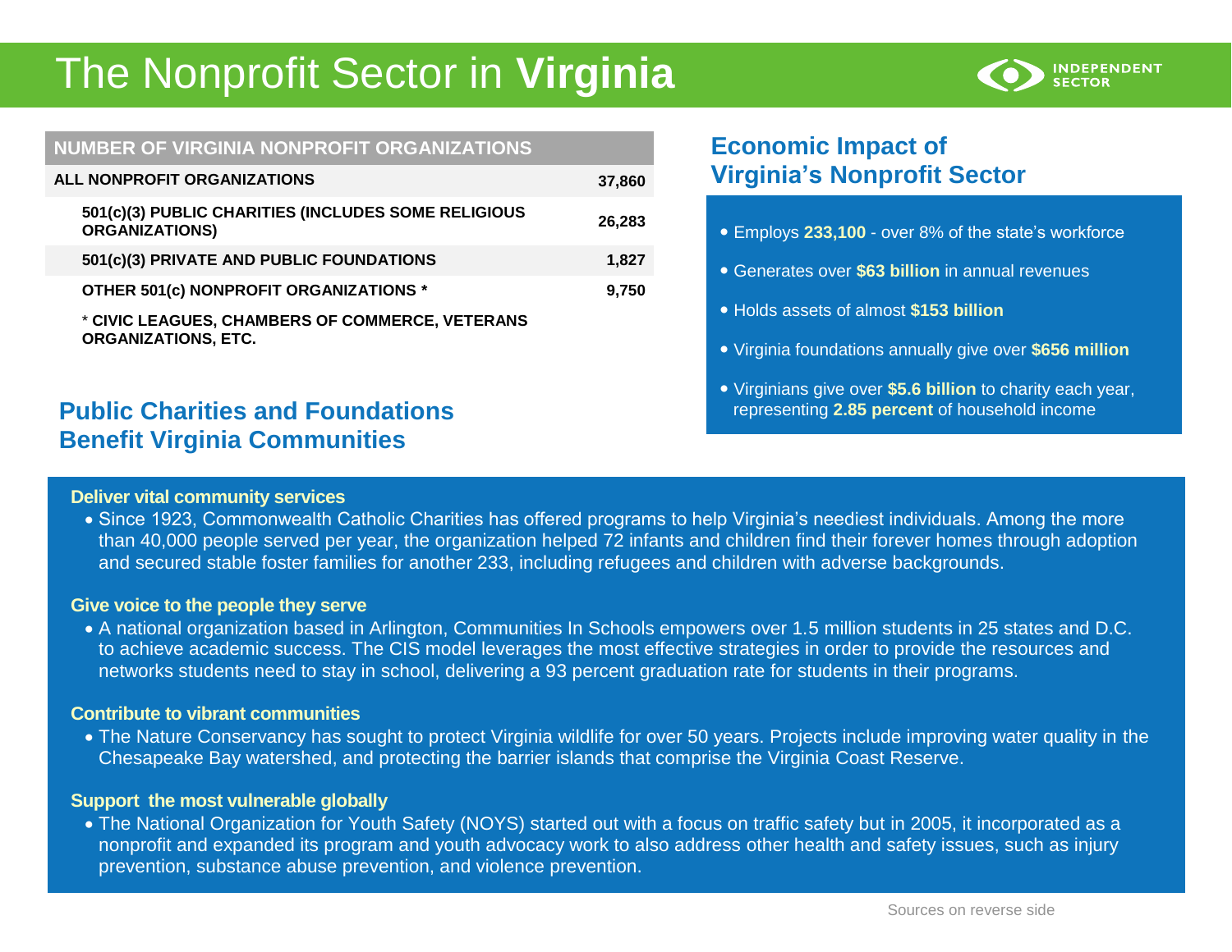# The Nonprofit Sector in **Virginia**

INDEPENDENT SECTOR

| NUMBER OF VIRGINIA NONPROFIT ORGANIZATIONS | |
|---|---|
| ALL NONPROFIT ORGANIZATIONS | 37,860 |
| 501(c)(3) PUBLIC CHARITIES (INCLUDES SOME RELIGIOUS ORGANIZATIONS) | 26,283 |
| 501(c)(3) PRIVATE AND PUBLIC FOUNDATIONS | 1,827 |
| OTHER 501(c) NONPROFIT ORGANIZATIONS * | 9,750 |

* CIVIC LEAGUES, CHAMBERS OF COMMERCE, VETERANS ORGANIZATIONS, ETC.

## Economic Impact of Virginia's Nonprofit Sector

- Employs **233,100** - over 8% of the state's workforce
- Generates over **$63 billion** in annual revenues
- Holds assets of almost **$153 billion**
- Virginia foundations annually give over **$656 million**
- Virginians give over **$5.6 billion** to charity each year, representing **2.85 percent** of household income

## Public Charities and Foundations Benefit Virginia Communities

**Deliver vital community services**

- Since 1923, Commonwealth Catholic Charities has offered programs to help Virginia's neediest individuals. Among the more than 40,000 people served per year, the organization helped 72 infants and children find their forever homes through adoption and secured stable foster families for another 233, including refugees and children with adverse backgrounds.

**Give voice to the people they serve**

- A national organization based in Arlington, Communities In Schools empowers over 1.5 million students in 25 states and D.C. to achieve academic success. The CIS model leverages the most effective strategies in order to provide the resources and networks students need to stay in school, delivering a 93 percent graduation rate for students in their programs.

**Contribute to vibrant communities**

- The Nature Conservancy has sought to protect Virginia wildlife for over 50 years. Projects include improving water quality in the Chesapeake Bay watershed, and protecting the barrier islands that comprise the Virginia Coast Reserve.

**Support the most vulnerable globally**

- The National Organization for Youth Safety (NOYS) started out with a focus on traffic safety but in 2005, it incorporated as a nonprofit and expanded its program and youth advocacy work to also address other health and safety issues, such as injury prevention, substance abuse prevention, and violence prevention.

Sources on reverse side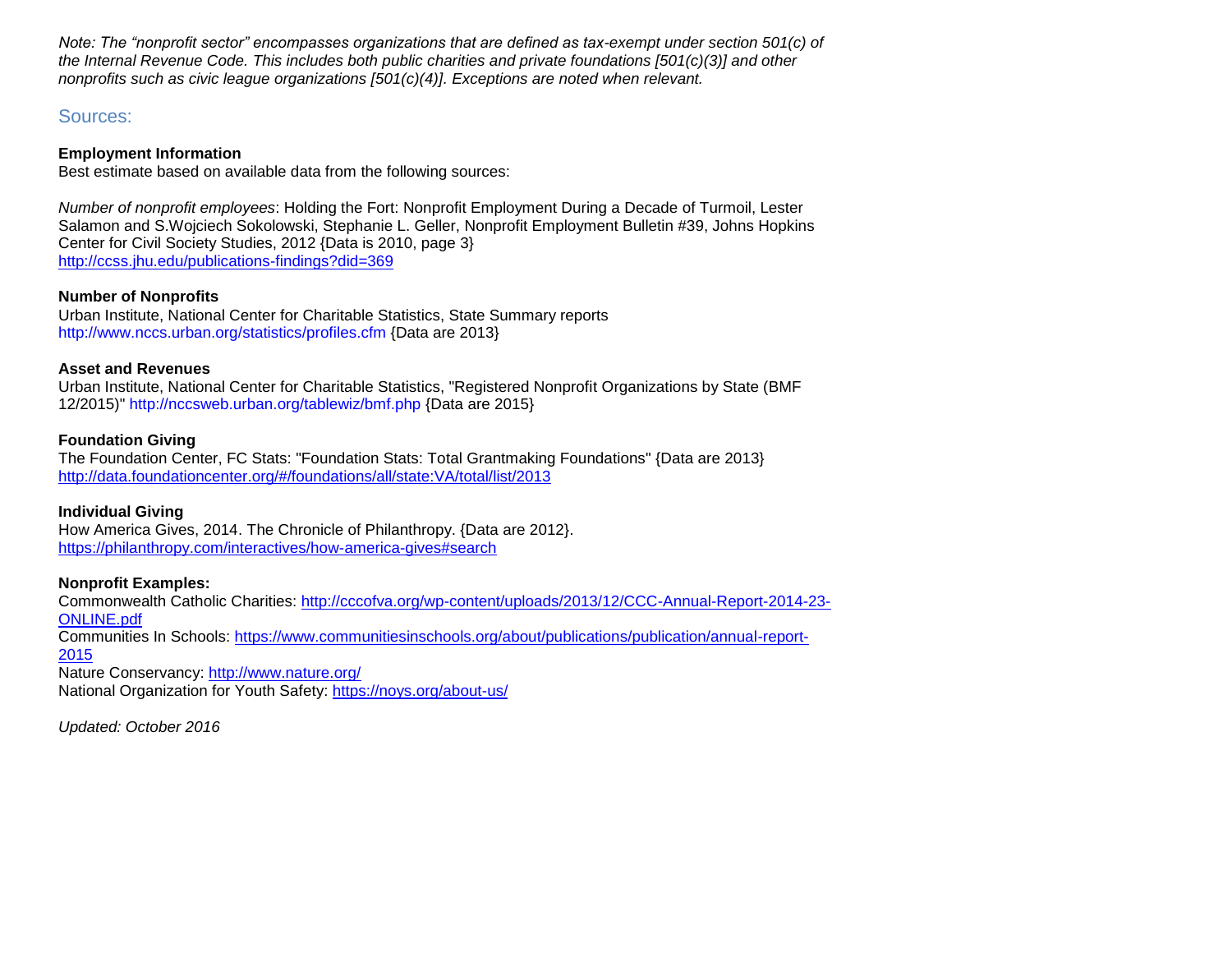*Note: The "nonprofit sector" encompasses organizations that are defined as tax-exempt under section 501(c) of the Internal Revenue Code. This includes both public charities and private foundations [501(c)(3)] and other nonprofits such as civic league organizations [501(c)(4)]. Exceptions are noted when relevant.*

## Sources:

**Employment Information**
Best estimate based on available data from the following sources:

*Number of nonprofit employees*: Holding the Fort: Nonprofit Employment During a Decade of Turmoil, Lester Salamon and S.Wojciech Sokolowski, Stephanie L. Geller, Nonprofit Employment Bulletin #39, Johns Hopkins Center for Civil Society Studies, 2012 {Data is 2010, page 3}
http://ccss.jhu.edu/publications-findings?did=369

**Number of Nonprofits**
Urban Institute, National Center for Charitable Statistics, State Summary reports
http://www.nccs.urban.org/statistics/profiles.cfm {Data are 2013}

**Asset and Revenues**
Urban Institute, National Center for Charitable Statistics, "Registered Nonprofit Organizations by State (BMF 12/2015)" http://nccsweb.urban.org/tablewiz/bmf.php {Data are 2015}

**Foundation Giving**
The Foundation Center, FC Stats: "Foundation Stats: Total Grantmaking Foundations" {Data are 2013}
http://data.foundationcenter.org/#/foundations/all/state:VA/total/list/2013

**Individual Giving**
How America Gives, 2014. The Chronicle of Philanthropy. {Data are 2012}.
https://philanthropy.com/interactives/how-america-gives#search

**Nonprofit Examples:**
Commonwealth Catholic Charities: http://cccofva.org/wp-content/uploads/2013/12/CCC-Annual-Report-2014-23-ONLINE.pdf
Communities In Schools: https://www.communitiesinschools.org/about/publications/publication/annual-report-2015
Nature Conservancy: http://www.nature.org/
National Organization for Youth Safety: https://noys.org/about-us/

*Updated: October 2016*